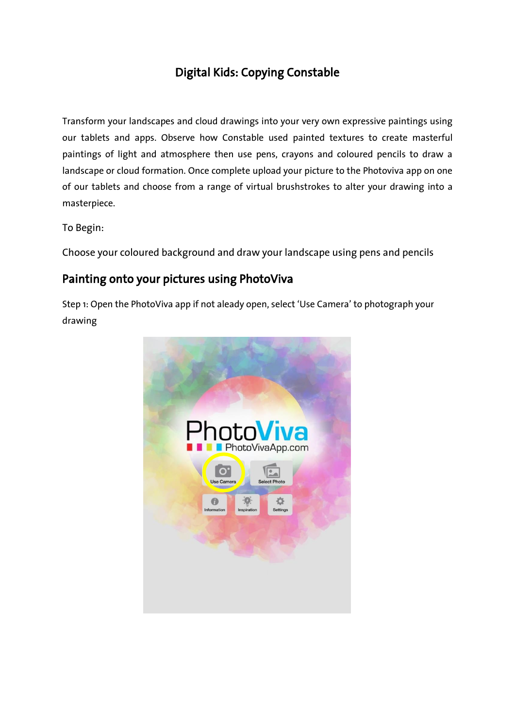# Digital Kids: Copying Constable

Transform your landscapes and cloud drawings into your very own expressive paintings using our tablets and apps. Observe how Constable used painted textures to create masterful paintings of light and atmosphere then use pens, crayons and coloured pencils to draw a landscape or cloud formation. Once complete upload your picture to the Photoviva app on one of our tablets and choose from a range of virtual brushstrokes to alter your drawing into a masterpiece.

To Begin:

Choose your coloured background and draw your landscape using pens and pencils

## Painting onto your pictures using PhotoViva

Step 1: Open the PhotoViva app if not aleady open, select 'Use Camera' to photograph your drawing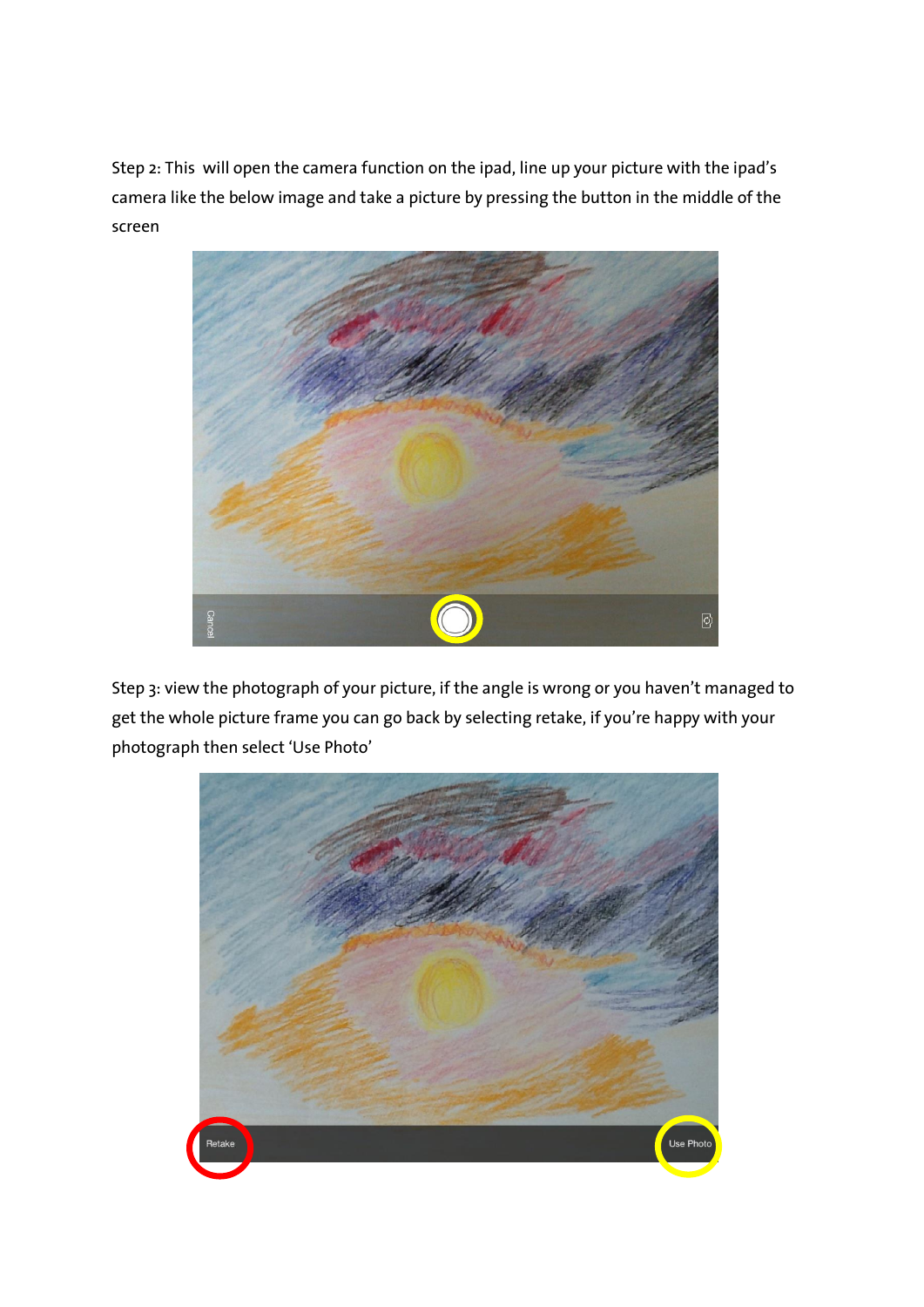Step 2: This  will open the camera function on the ipad, line up your picture with the ipad's camera like the below image and take a picture by pressing the button in the middle of the screen

Step 3: view the photograph of your picture, if the angle is wrong or you haven't managed to get the whole picture frame you can go back by selecting retake, if you're happy with your photograph then select 'Use Photo'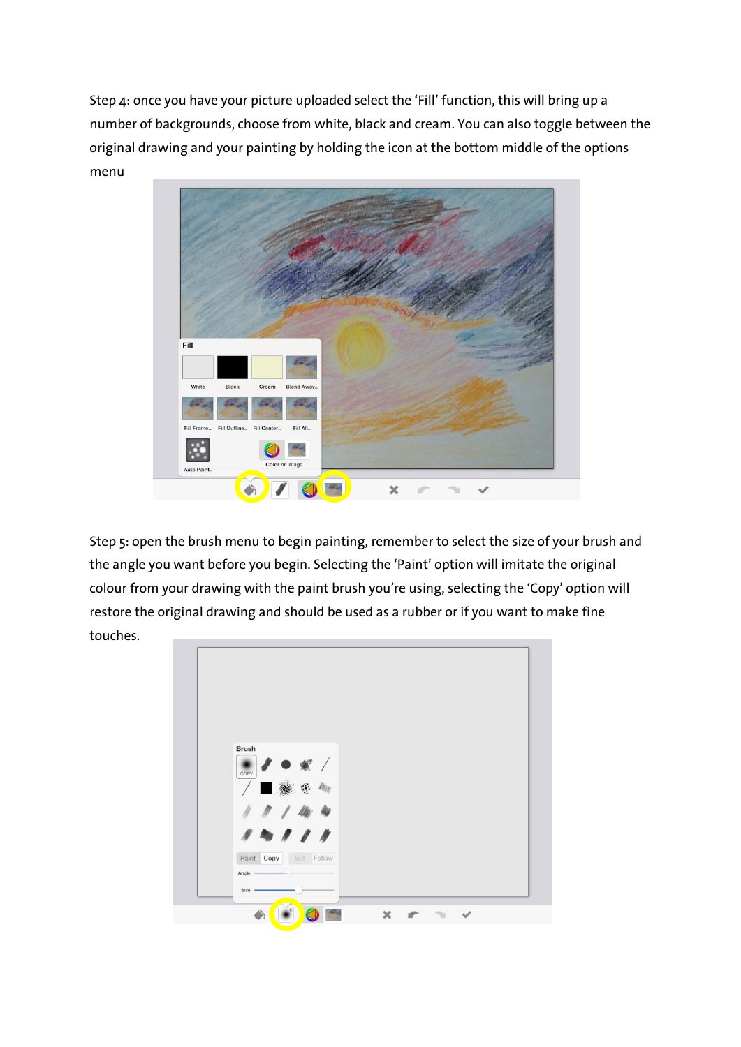Step 4: once you have your picture uploaded select the 'Fill' function, this will bring up a number of backgrounds, choose from white, black and cream. You can also toggle between the original drawing and your painting by holding the icon at the bottom middle of the options menu

Step 5: open the brush menu to begin painting, remember to select the size of your brush and the angle you want before you begin. Selecting the 'Paint' option will imitate the original colour from your drawing with the paint brush you're using, selecting the 'Copy' option will restore the original drawing and should be used as a rubber or if you want to make fine touches.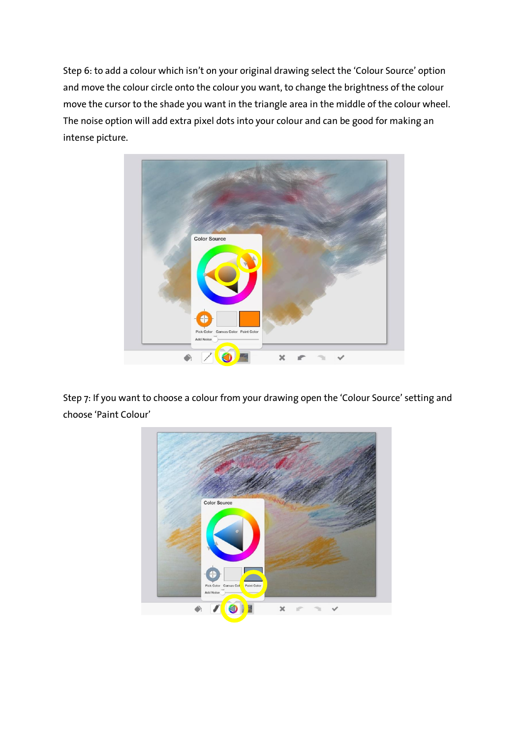Step 6: to add a colour which isn't on your original drawing select the 'Colour Source' option and move the colour circle onto the colour you want, to change the brightness of the colour move the cursor to the shade you want in the triangle area in the middle of the colour wheel. The noise option will add extra pixel dots into your colour and can be good for making an intense picture.

Step 7: If you want to choose a colour from your drawing open the 'Colour Source' setting and choose 'Paint Colour'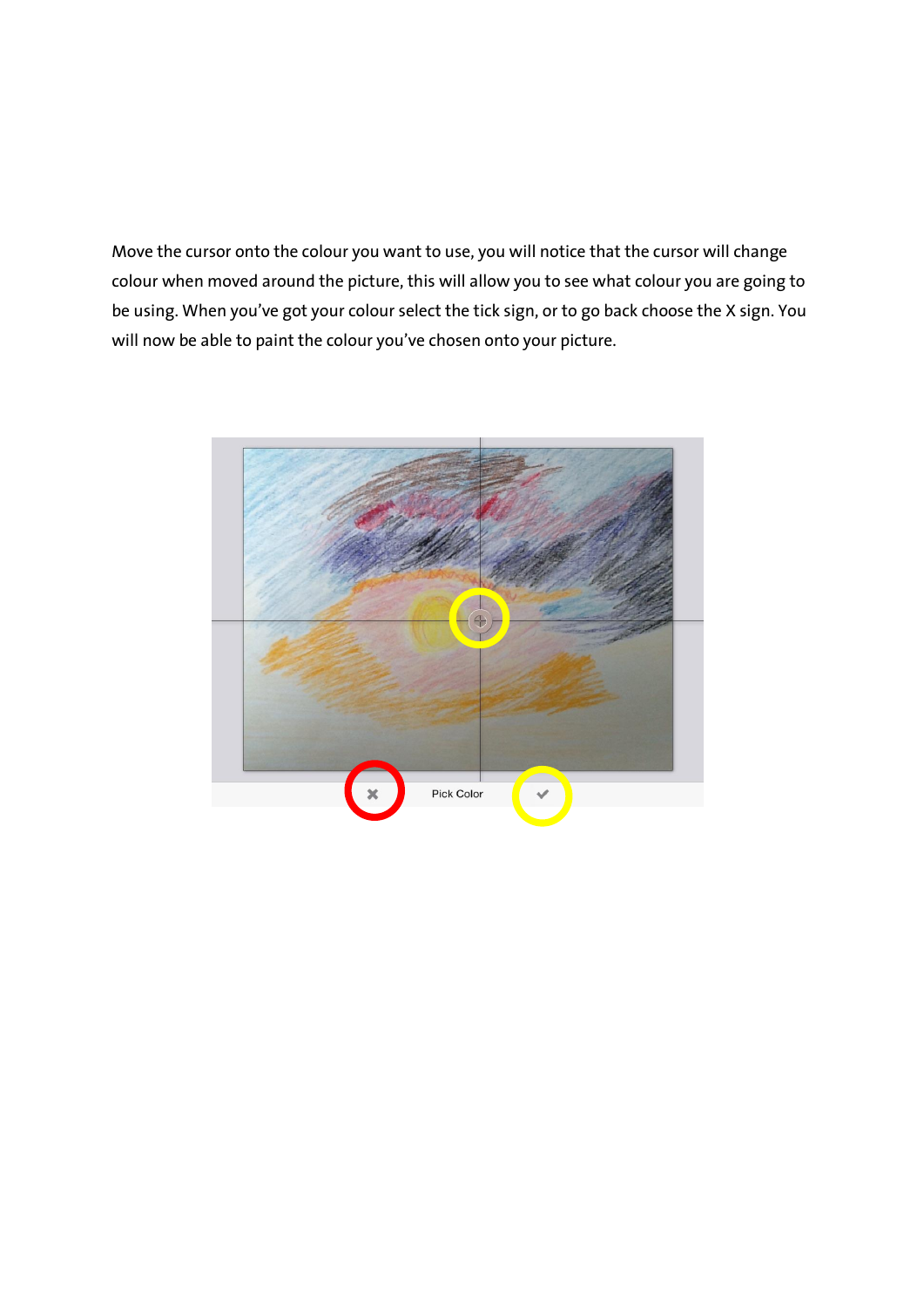Move the cursor onto the colour you want to use, you will notice that the cursor will change colour when moved around the picture, this will allow you to see what colour you are going to be using. When you've got your colour select the tick sign, or to go back choose the X sign. You will now be able to paint the colour you've chosen onto your picture.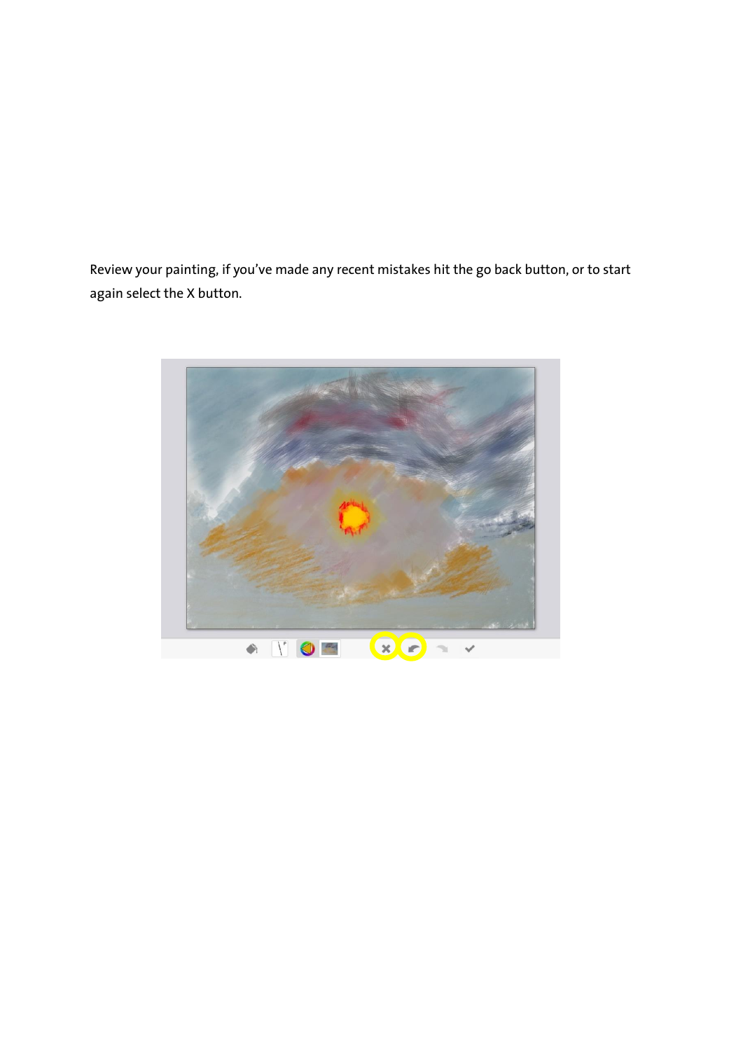Review your painting, if you've made any recent mistakes hit the go back button, or to start again select the X button.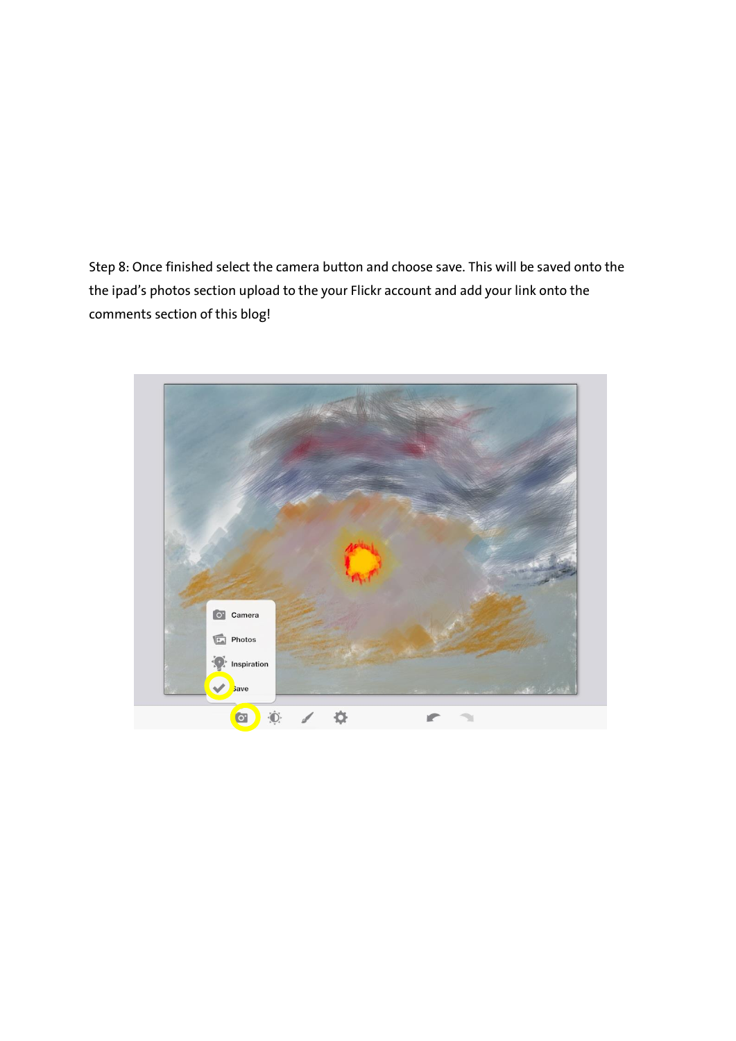Step 8: Once finished select the camera button and choose save. This will be saved onto the the ipad's photos section upload to the your Flickr account and add your link onto the comments section of this blog!